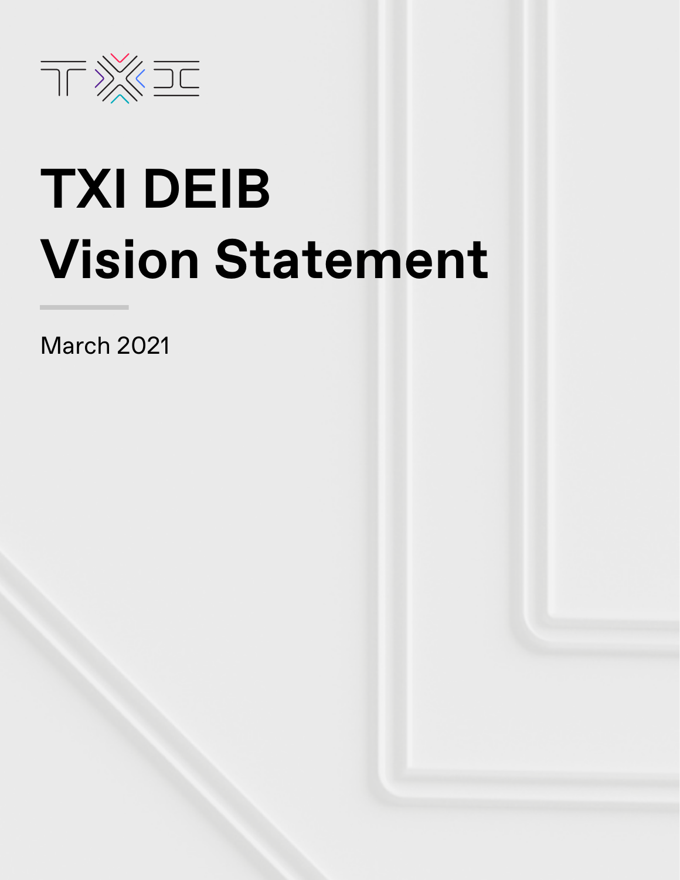# TXI DEIB Vision Statement

March 2021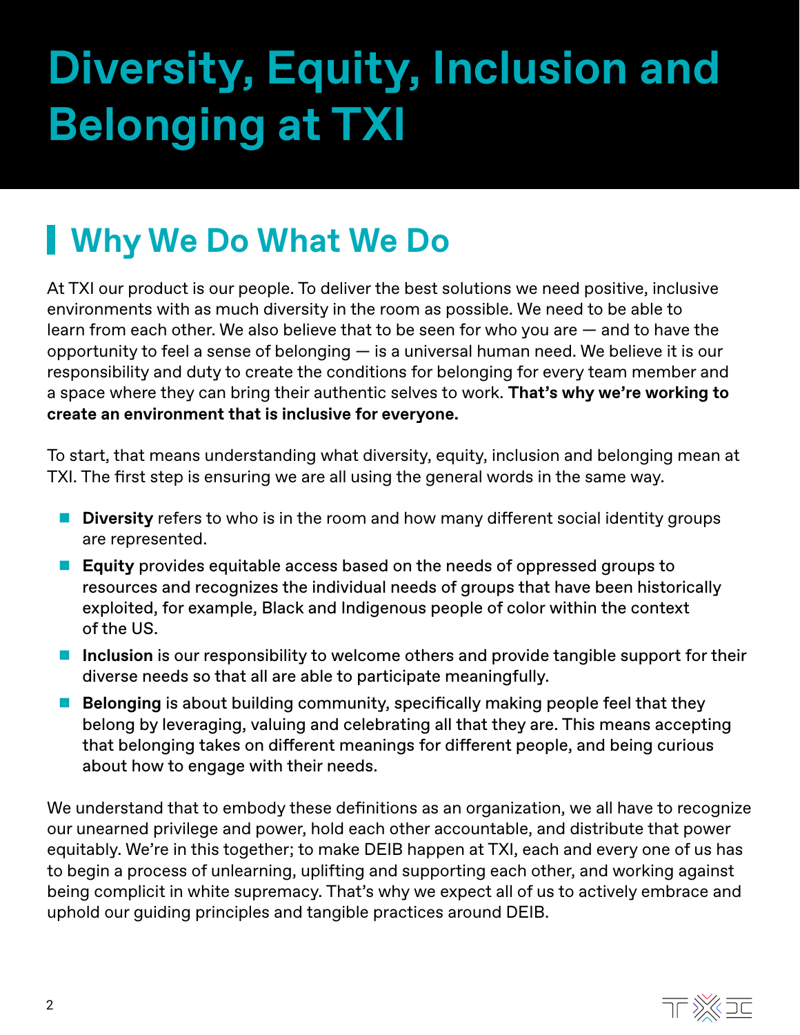# Diversity, Equity, Inclusion and Belonging at TXI

## Why We Do What We Do

At TXI our product is our people. To deliver the best solutions we need positive, inclusive environments with as much diversity in the room as possible. We need to be able to learn from each other. We also believe that to be seen for who you are — and to have the opportunity to feel a sense of belonging — is a universal human need. We believe it is our responsibility and duty to create the conditions for belonging for every team member and a space where they can bring their authentic selves to work. **That's why we're working to create an environment that is inclusive for everyone.**

To start, that means understanding what diversity, equity, inclusion and belonging mean at TXI. The first step is ensuring we are all using the general words in the same way.

- **Diversity** refers to who is in the room and how many different social identity groups are represented.
- **Equity** provides equitable access based on the needs of oppressed groups to resources and recognizes the individual needs of groups that have been historically exploited, for example, Black and Indigenous people of color within the context of the US.
- **Inclusion** is our responsibility to welcome others and provide tangible support for their diverse needs so that all are able to participate meaningfully.
- **Belonging** is about building community, specifically making people feel that they belong by leveraging, valuing and celebrating all that they are. This means accepting that belonging takes on different meanings for different people, and being curious about how to engage with their needs.

We understand that to embody these definitions as an organization, we all have to recognize our unearned privilege and power, hold each other accountable, and distribute that power equitably. We're in this together; to make DEIB happen at TXI, each and every one of us has to begin a process of unlearning, uplifting and supporting each other, and working against being complicit in white supremacy. That's why we expect all of us to actively embrace and uphold our guiding principles and tangible practices around DEIB.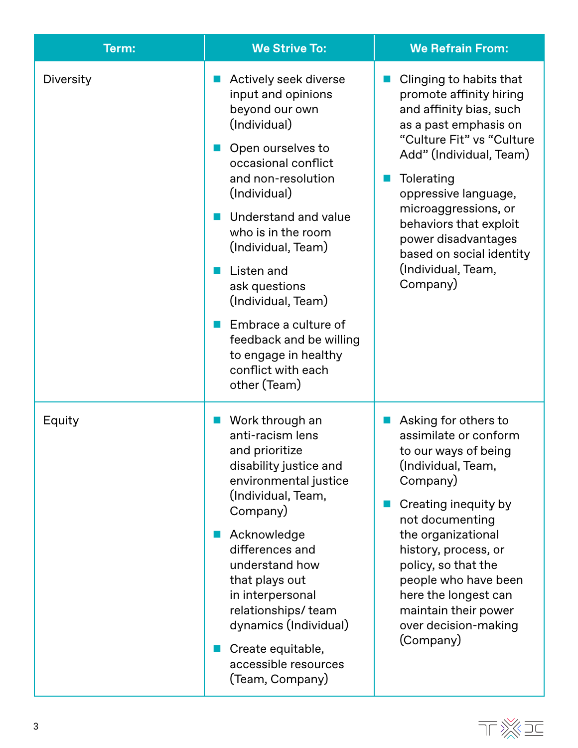| Term: | We Strive To: | We Refrain From: |
|---|---|---|
| Diversity | ■ Actively seek diverse input and opinions beyond our own (Individual)<br>■ Open ourselves to occasional conflict and non-resolution (Individual)<br>■ Understand and value who is in the room (Individual, Team)<br>■ Listen and ask questions (Individual, Team)<br>■ Embrace a culture of feedback and be willing to engage in healthy conflict with each other (Team) | ■ Clinging to habits that promote affinity hiring and affinity bias, such as a past emphasis on "Culture Fit" vs "Culture Add" (Individual, Team)<br>■ Tolerating oppressive language, microaggressions, or behaviors that exploit power disadvantages based on social identity (Individual, Team, Company) |
| Equity | ■ Work through an anti-racism lens and prioritize disability justice and environmental justice (Individual, Team, Company)<br>■ Acknowledge differences and understand how that plays out in interpersonal relationships/ team dynamics (Individual)<br>■ Create equitable, accessible resources (Team, Company) | ■ Asking for others to assimilate or conform to our ways of being (Individual, Team, Company)<br>■ Creating inequity by not documenting the organizational history, process, or policy, so that the people who have been here the longest can maintain their power over decision-making (Company) |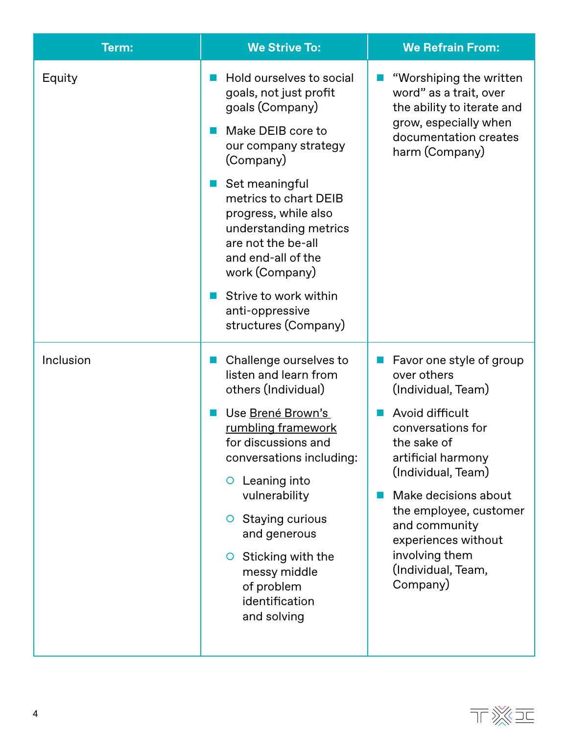| Term: | We Strive To: | We Refrain From: |
|---|---|---|
| Equity | ■ Hold ourselves to social goals, not just profit goals (Company)<br>■ Make DEIB core to our company strategy (Company)<br>■ Set meaningful metrics to chart DEIB progress, while also understanding metrics are not the be-all and end-all of the work (Company)<br>■ Strive to work within anti-oppressive structures (Company) | ■ "Worshiping the written word" as a trait, over the ability to iterate and grow, especially when documentation creates harm (Company) |
| Inclusion | ■ Challenge ourselves to listen and learn from others (Individual)<br>■ Use Brené Brown's rumbling framework for discussions and conversations including:<br>○ Leaning into vulnerability<br>○ Staying curious and generous<br>○ Sticking with the messy middle of problem identification and solving | ■ Favor one style of group over others (Individual, Team)<br>■ Avoid difficult conversations for the sake of artificial harmony (Individual, Team)<br>■ Make decisions about the employee, customer and community experiences without involving them (Individual, Team, Company) |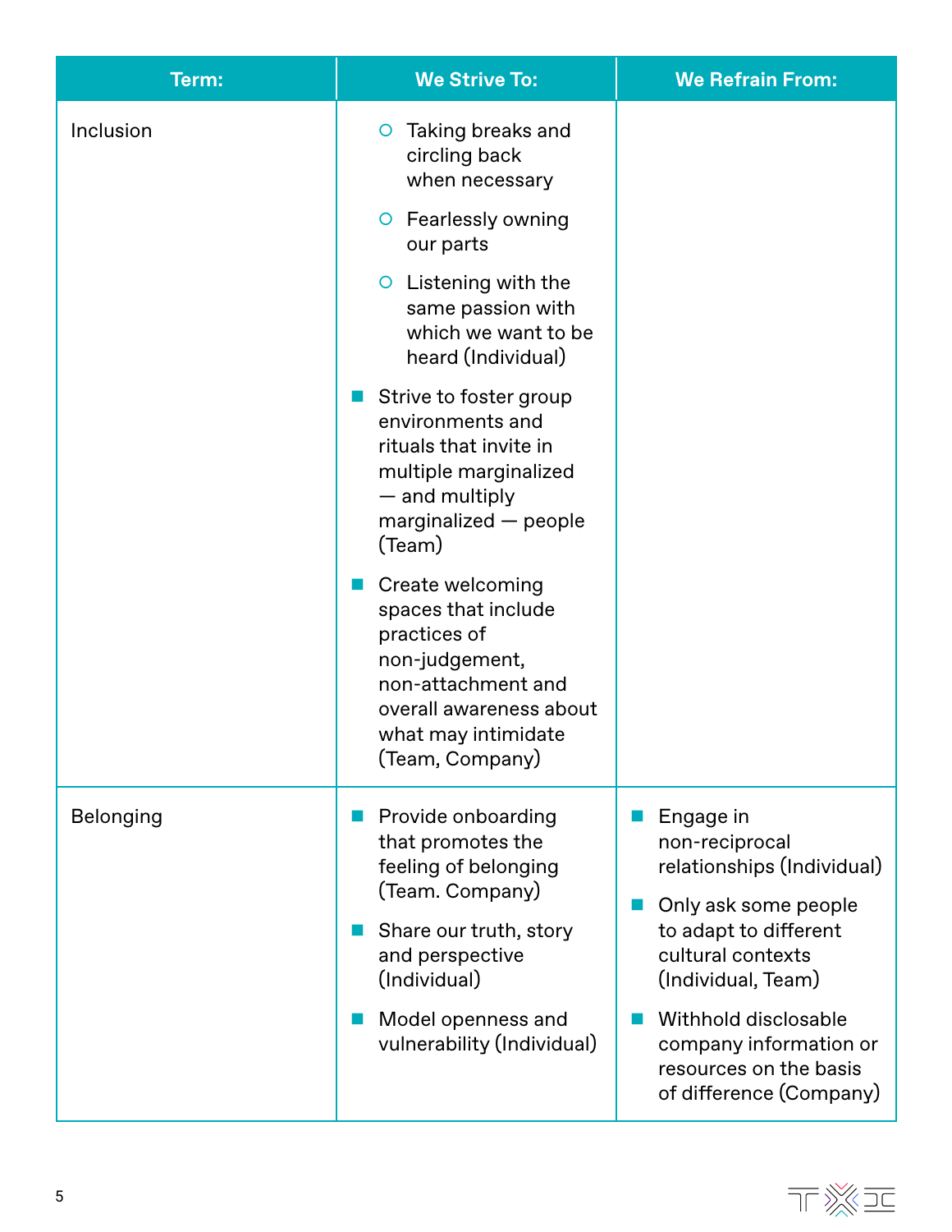| Term: | We Strive To: | We Refrain From: |
|---|---|---|
| Inclusion | ○ Taking breaks and circling back when necessary<br>○ Fearlessly owning our parts<br>○ Listening with the same passion with which we want to be heard (Individual)<br>■ Strive to foster group environments and rituals that invite in multiple marginalized — and multiply marginalized — people (Team)<br>■ Create welcoming spaces that include practices of non-judgement, non-attachment and overall awareness about what may intimidate (Team, Company) | |
| Belonging | ■ Provide onboarding that promotes the feeling of belonging (Team. Company)<br>■ Share our truth, story and perspective (Individual)<br>■ Model openness and vulnerability (Individual) | ■ Engage in non-reciprocal relationships (Individual)<br>■ Only ask some people to adapt to different cultural contexts (Individual, Team)<br>■ Withhold disclosable company information or resources on the basis of difference (Company) |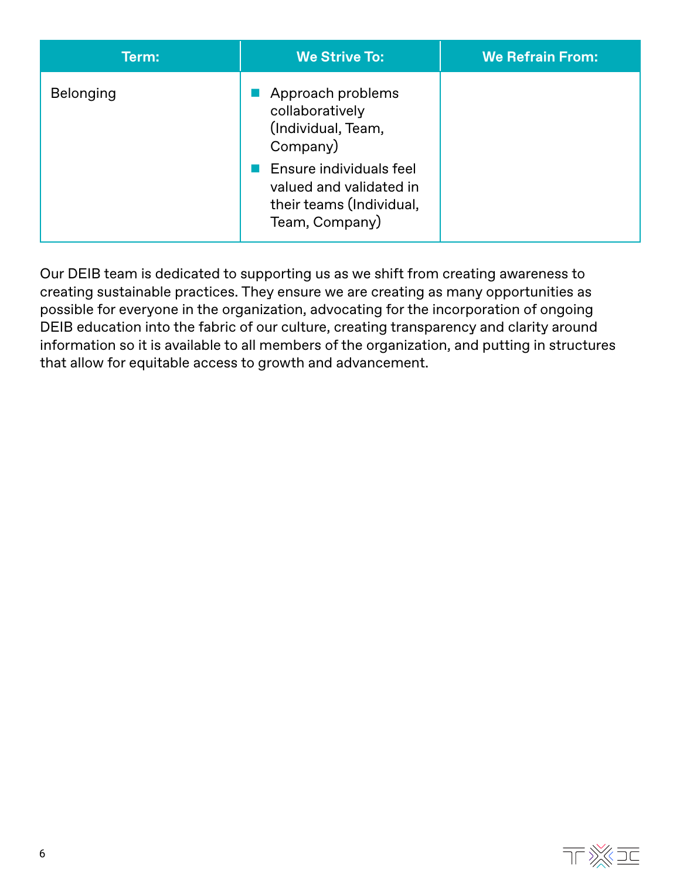| Term: | We Strive To: | We Refrain From: |
|---|---|---|
| Belonging | ■ Approach problems collaboratively (Individual, Team, Company)<br>■ Ensure individuals feel valued and validated in their teams (Individual, Team, Company) | |

Our DEIB team is dedicated to supporting us as we shift from creating awareness to creating sustainable practices. They ensure we are creating as many opportunities as possible for everyone in the organization, advocating for the incorporation of ongoing DEIB education into the fabric of our culture, creating transparency and clarity around information so it is available to all members of the organization, and putting in structures that allow for equitable access to growth and advancement.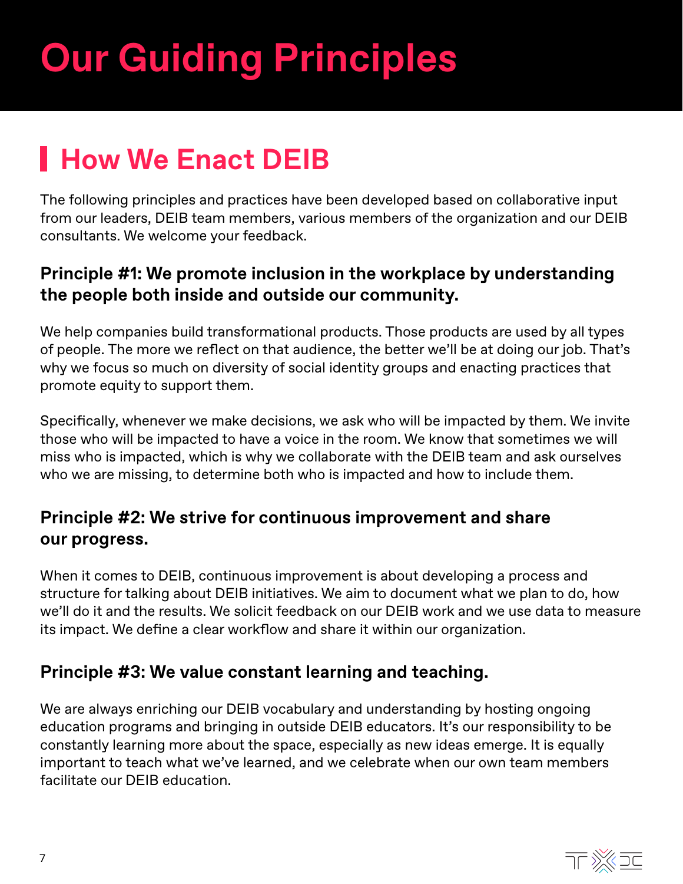# Our Guiding Principles

## How We Enact DEIB

The following principles and practices have been developed based on collaborative input from our leaders, DEIB team members, various members of the organization and our DEIB consultants. We welcome your feedback.

### Principle #1: We promote inclusion in the workplace by understanding the people both inside and outside our community.

We help companies build transformational products. Those products are used by all types of people. The more we reflect on that audience, the better we'll be at doing our job. That's why we focus so much on diversity of social identity groups and enacting practices that promote equity to support them.

Specifically, whenever we make decisions, we ask who will be impacted by them. We invite those who will be impacted to have a voice in the room. We know that sometimes we will miss who is impacted, which is why we collaborate with the DEIB team and ask ourselves who we are missing, to determine both who is impacted and how to include them.

### Principle #2: We strive for continuous improvement and share our progress.

When it comes to DEIB, continuous improvement is about developing a process and structure for talking about DEIB initiatives. We aim to document what we plan to do, how we'll do it and the results. We solicit feedback on our DEIB work and we use data to measure its impact. We define a clear workflow and share it within our organization.

### Principle #3: We value constant learning and teaching.

We are always enriching our DEIB vocabulary and understanding by hosting ongoing education programs and bringing in outside DEIB educators. It's our responsibility to be constantly learning more about the space, especially as new ideas emerge. It is equally important to teach what we've learned, and we celebrate when our own team members facilitate our DEIB education.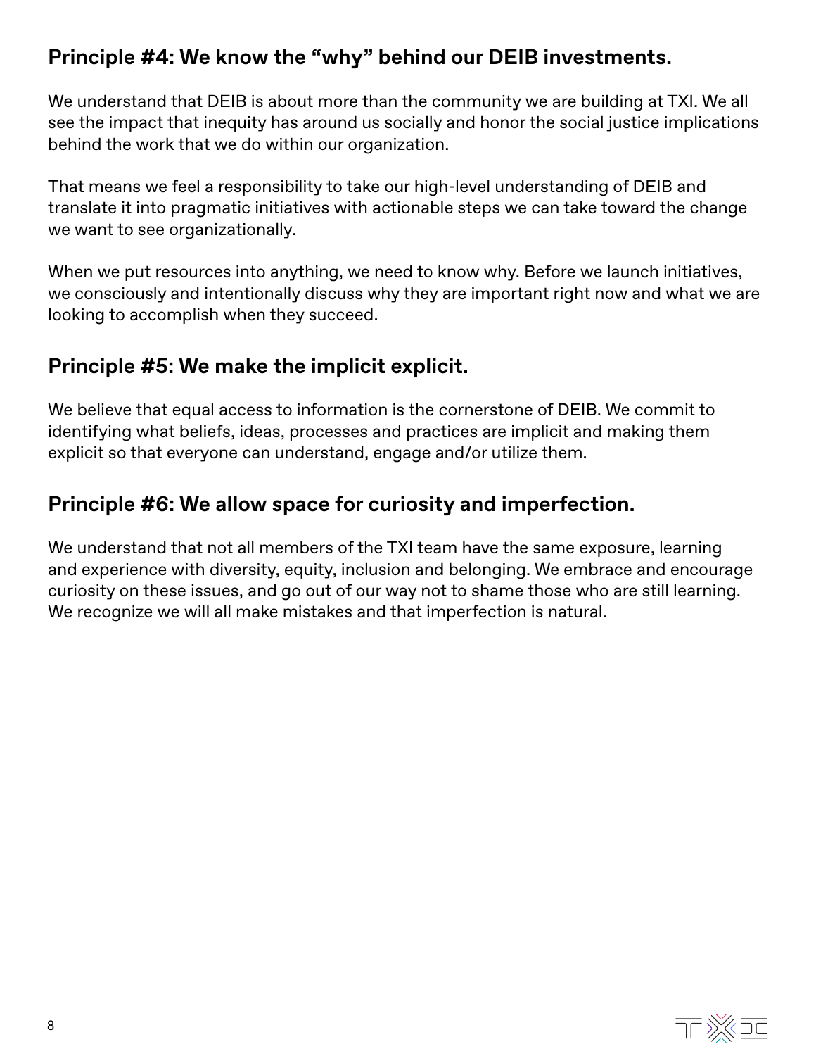## Principle #4: We know the “why” behind our DEIB investments.

We understand that DEIB is about more than the community we are building at TXI. We all see the impact that inequity has around us socially and honor the social justice implications behind the work that we do within our organization.

That means we feel a responsibility to take our high-level understanding of DEIB and translate it into pragmatic initiatives with actionable steps we can take toward the change we want to see organizationally.

When we put resources into anything, we need to know why. Before we launch initiatives, we consciously and intentionally discuss why they are important right now and what we are looking to accomplish when they succeed.

## Principle #5: We make the implicit explicit.

We believe that equal access to information is the cornerstone of DEIB. We commit to identifying what beliefs, ideas, processes and practices are implicit and making them explicit so that everyone can understand, engage and/or utilize them.

## Principle #6: We allow space for curiosity and imperfection.

We understand that not all members of the TXI team have the same exposure, learning and experience with diversity, equity, inclusion and belonging. We embrace and encourage curiosity on these issues, and go out of our way not to shame those who are still learning. We recognize we will all make mistakes and that imperfection is natural.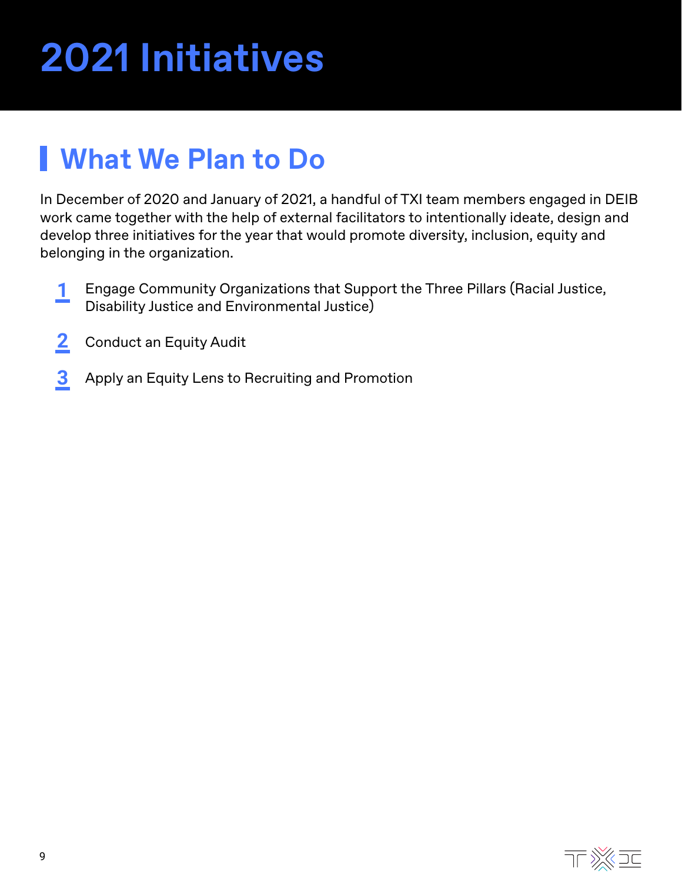# 2021 Initiatives

## What We Plan to Do

In December of 2020 and January of 2021, a handful of TXI team members engaged in DEIB work came together with the help of external facilitators to intentionally ideate, design and develop three initiatives for the year that would promote diversity, inclusion, equity and belonging in the organization.

1. Engage Community Organizations that Support the Three Pillars (Racial Justice, Disability Justice and Environmental Justice)
2. Conduct an Equity Audit
3. Apply an Equity Lens to Recruiting and Promotion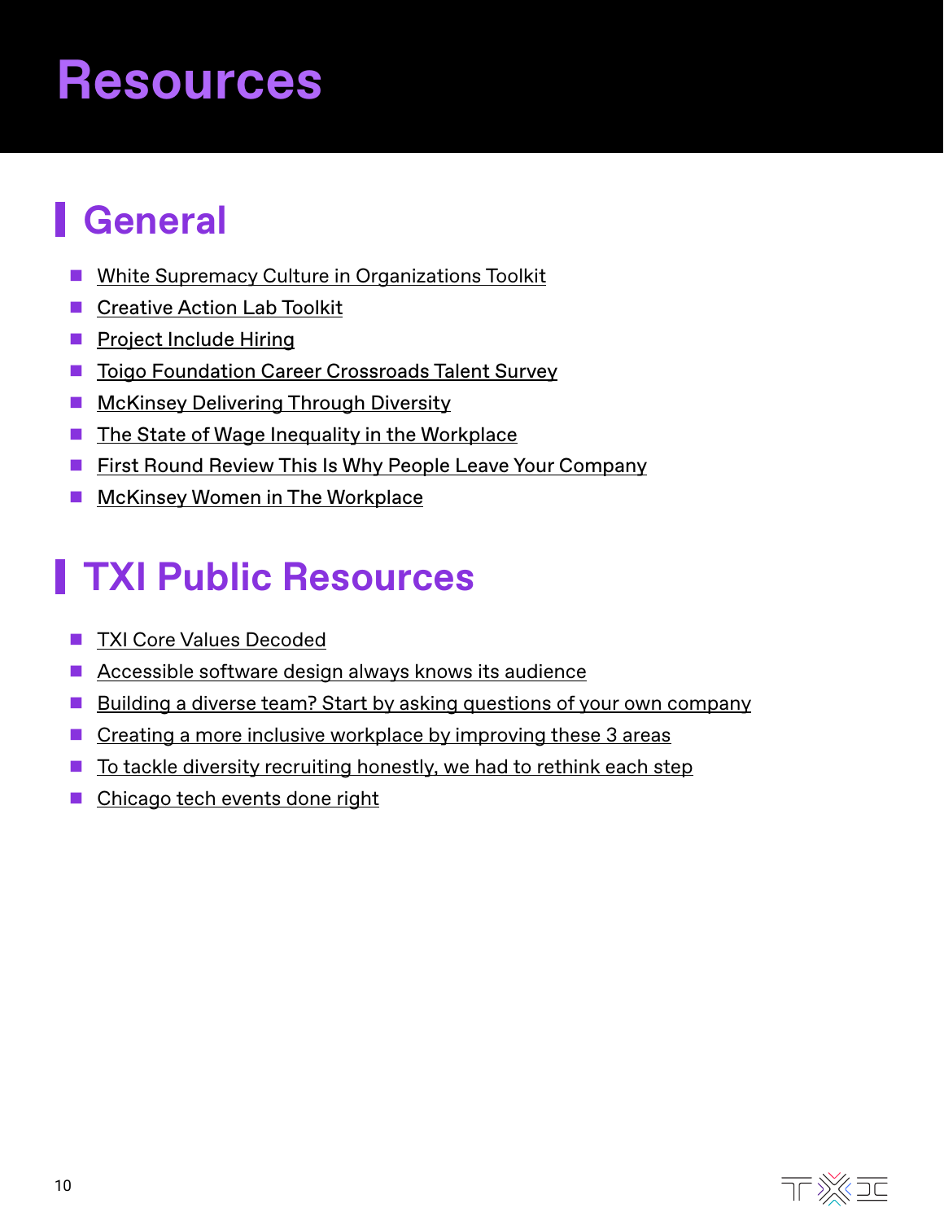# Resources

## General

- White Supremacy Culture in Organizations Toolkit
- Creative Action Lab Toolkit
- Project Include Hiring
- Toigo Foundation Career Crossroads Talent Survey
- McKinsey Delivering Through Diversity
- The State of Wage Inequality in the Workplace
- First Round Review This Is Why People Leave Your Company
- McKinsey Women in The Workplace

## TXI Public Resources

- TXI Core Values Decoded
- Accessible software design always knows its audience
- Building a diverse team? Start by asking questions of your own company
- Creating a more inclusive workplace by improving these 3 areas
- To tackle diversity recruiting honestly, we had to rethink each step
- Chicago tech events done right